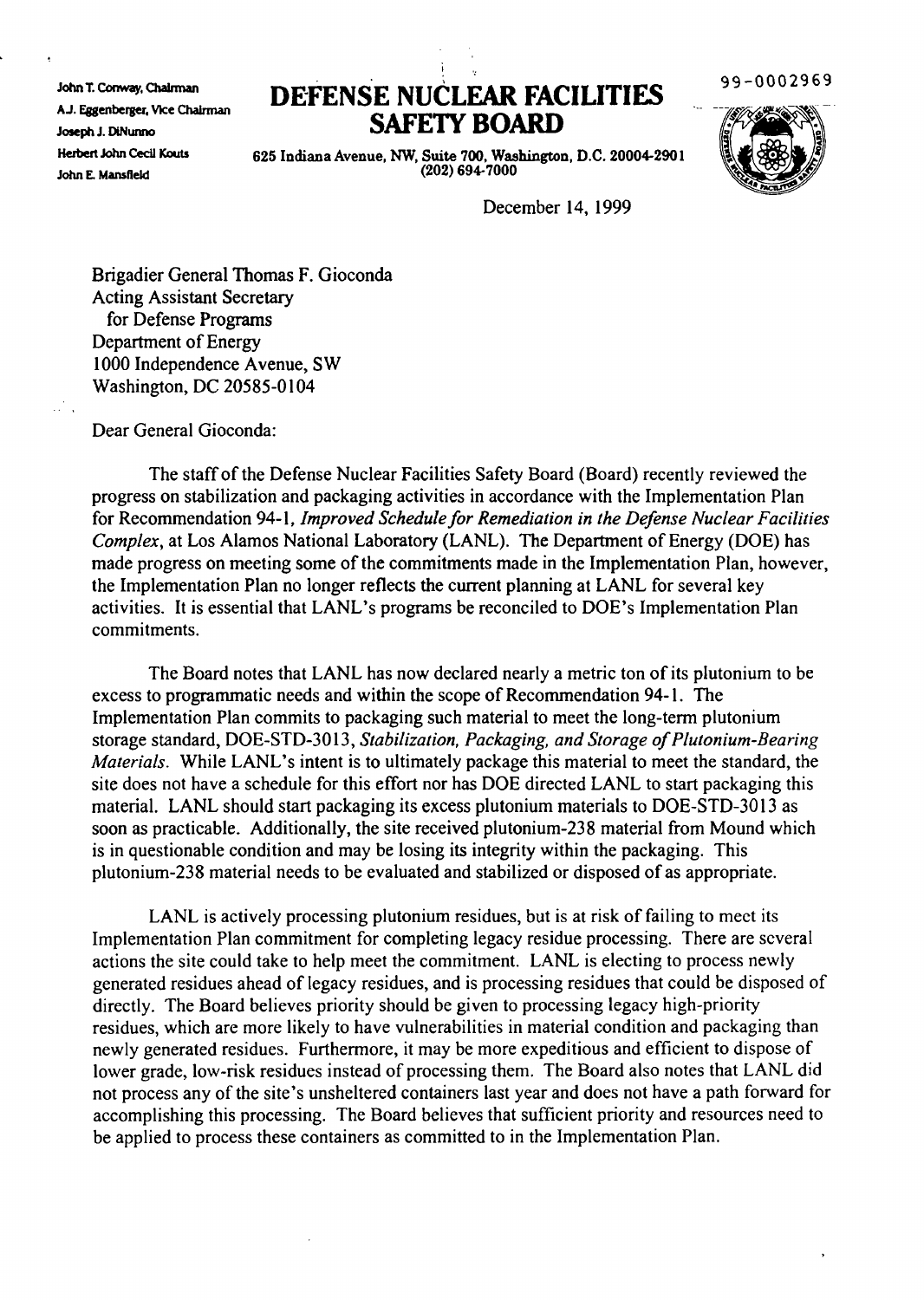John T. Conway, Chairman
A.J. Eggenberger, Vice Chairman
Joseph J. DiNunno
Herbert John Cecil Kouts
John E. Mansfield

# DEFENSE NUCLEAR FACILITIES SAFETY BOARD

625 Indiana Avenue, NW, Suite 700, Washington, D.C. 20004-2901
(202) 694-7000

99-0002969

December 14, 1999

Brigadier General Thomas F. Gioconda
Acting Assistant Secretary
for Defense Programs
Department of Energy
1000 Independence Avenue, SW
Washington, DC 20585-0104

Dear General Gioconda:

The staff of the Defense Nuclear Facilities Safety Board (Board) recently reviewed the progress on stabilization and packaging activities in accordance with the Implementation Plan for Recommendation 94-1, *Improved Schedule for Remediation in the Defense Nuclear Facilities Complex*, at Los Alamos National Laboratory (LANL). The Department of Energy (DOE) has made progress on meeting some of the commitments made in the Implementation Plan, however, the Implementation Plan no longer reflects the current planning at LANL for several key activities. It is essential that LANL's programs be reconciled to DOE's Implementation Plan commitments.

The Board notes that LANL has now declared nearly a metric ton of its plutonium to be excess to programmatic needs and within the scope of Recommendation 94-1. The Implementation Plan commits to packaging such material to meet the long-term plutonium storage standard, DOE-STD-3013, *Stabilization, Packaging, and Storage of Plutonium-Bearing Materials*. While LANL's intent is to ultimately package this material to meet the standard, the site does not have a schedule for this effort nor has DOE directed LANL to start packaging this material. LANL should start packaging its excess plutonium materials to DOE-STD-3013 as soon as practicable. Additionally, the site received plutonium-238 material from Mound which is in questionable condition and may be losing its integrity within the packaging. This plutonium-238 material needs to be evaluated and stabilized or disposed of as appropriate.

LANL is actively processing plutonium residues, but is at risk of failing to meet its Implementation Plan commitment for completing legacy residue processing. There are several actions the site could take to help meet the commitment. LANL is electing to process newly generated residues ahead of legacy residues, and is processing residues that could be disposed of directly. The Board believes priority should be given to processing legacy high-priority residues, which are more likely to have vulnerabilities in material condition and packaging than newly generated residues. Furthermore, it may be more expeditious and efficient to dispose of lower grade, low-risk residues instead of processing them. The Board also notes that LANL did not process any of the site's unsheltered containers last year and does not have a path forward for accomplishing this processing. The Board believes that sufficient priority and resources need to be applied to process these containers as committed to in the Implementation Plan.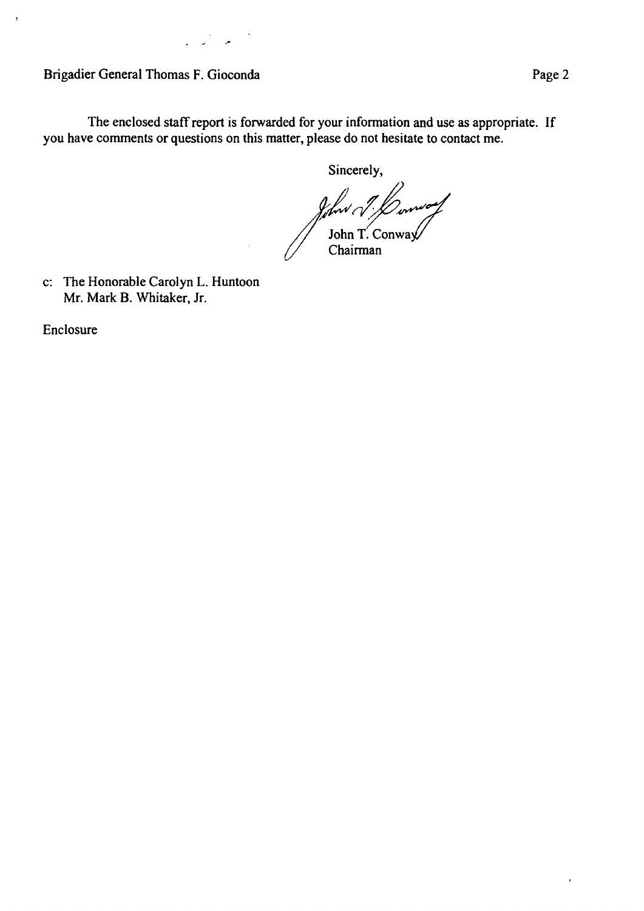The enclosed staff report is forwarded for your information and use as appropriate. If you have comments or questions on this matter, please do not hesitate to contact me.

Sincerely,

John T. Conway
Chairman

c: The Honorable Carolyn L. Huntoon
Mr. Mark B. Whitaker, Jr.

Enclosure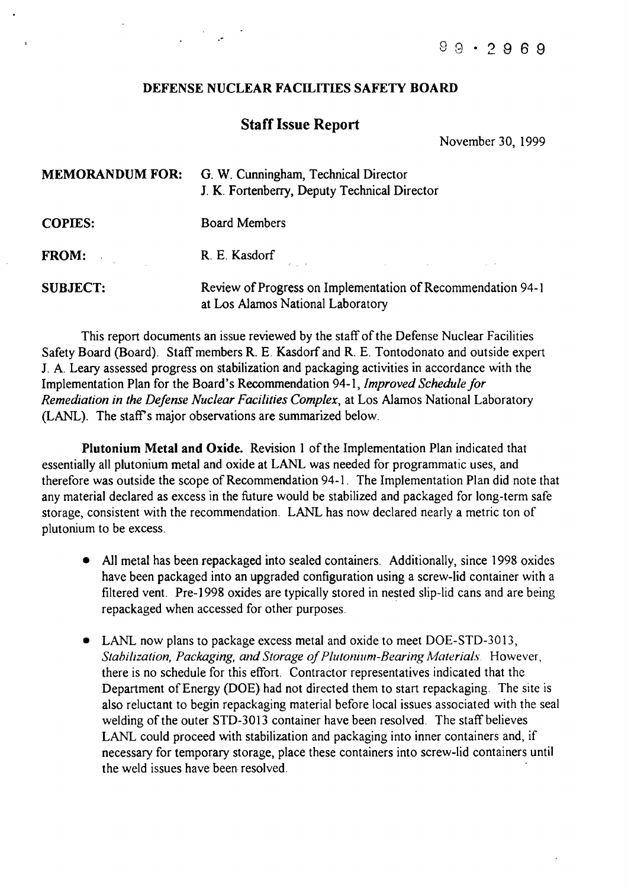99 · 2969

**DEFENSE NUCLEAR FACILITIES SAFETY BOARD**

## Staff Issue Report

November 30, 1999

**MEMORANDUM FOR:** G. W. Cunningham, Technical Director
J. K. Fortenberry, Deputy Technical Director

**COPIES:** Board Members

**FROM:** R. E. Kasdorf

**SUBJECT:** Review of Progress on Implementation of Recommendation 94-1 at Los Alamos National Laboratory

This report documents an issue reviewed by the staff of the Defense Nuclear Facilities Safety Board (Board). Staff members R. E. Kasdorf and R. E. Tontodonato and outside expert J. A. Leary assessed progress on stabilization and packaging activities in accordance with the Implementation Plan for the Board's Recommendation 94-1, *Improved Schedule for Remediation in the Defense Nuclear Facilities Complex*, at Los Alamos National Laboratory (LANL). The staff's major observations are summarized below.

**Plutonium Metal and Oxide.** Revision 1 of the Implementation Plan indicated that essentially all plutonium metal and oxide at LANL was needed for programmatic uses, and therefore was outside the scope of Recommendation 94-1. The Implementation Plan did note that any material declared as excess in the future would be stabilized and packaged for long-term safe storage, consistent with the recommendation. LANL has now declared nearly a metric ton of plutonium to be excess.

- All metal has been repackaged into sealed containers. Additionally, since 1998 oxides have been packaged into an upgraded configuration using a screw-lid container with a filtered vent. Pre-1998 oxides are typically stored in nested slip-lid cans and are being repackaged when accessed for other purposes.

- LANL now plans to package excess metal and oxide to meet DOE-STD-3013, *Stabilization, Packaging, and Storage of Plutonium-Bearing Materials*. However, there is no schedule for this effort. Contractor representatives indicated that the Department of Energy (DOE) had not directed them to start repackaging. The site is also reluctant to begin repackaging material before local issues associated with the seal welding of the outer STD-3013 container have been resolved. The staff believes LANL could proceed with stabilization and packaging into inner containers and, if necessary for temporary storage, place these containers into screw-lid containers until the weld issues have been resolved.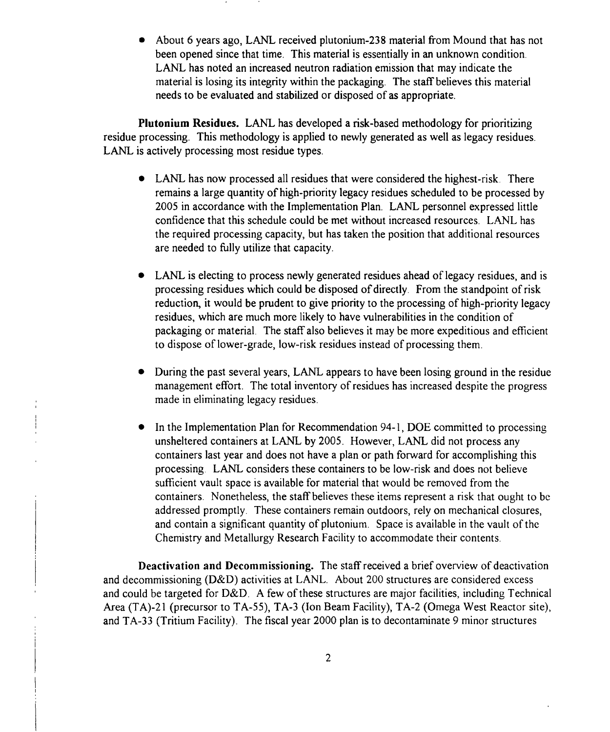- About 6 years ago, LANL received plutonium-238 material from Mound that has not been opened since that time. This material is essentially in an unknown condition. LANL has noted an increased neutron radiation emission that may indicate the material is losing its integrity within the packaging. The staff believes this material needs to be evaluated and stabilized or disposed of as appropriate.

**Plutonium Residues.** LANL has developed a risk-based methodology for prioritizing residue processing. This methodology is applied to newly generated as well as legacy residues. LANL is actively processing most residue types.

- LANL has now processed all residues that were considered the highest-risk. There remains a large quantity of high-priority legacy residues scheduled to be processed by 2005 in accordance with the Implementation Plan. LANL personnel expressed little confidence that this schedule could be met without increased resources. LANL has the required processing capacity, but has taken the position that additional resources are needed to fully utilize that capacity.

- LANL is electing to process newly generated residues ahead of legacy residues, and is processing residues which could be disposed of directly. From the standpoint of risk reduction, it would be prudent to give priority to the processing of high-priority legacy residues, which are much more likely to have vulnerabilities in the condition of packaging or material. The staff also believes it may be more expeditious and efficient to dispose of lower-grade, low-risk residues instead of processing them.

- During the past several years, LANL appears to have been losing ground in the residue management effort. The total inventory of residues has increased despite the progress made in eliminating legacy residues.

- In the Implementation Plan for Recommendation 94-1, DOE committed to processing unsheltered containers at LANL by 2005. However, LANL did not process any containers last year and does not have a plan or path forward for accomplishing this processing. LANL considers these containers to be low-risk and does not believe sufficient vault space is available for material that would be removed from the containers. Nonetheless, the staff believes these items represent a risk that ought to be addressed promptly. These containers remain outdoors, rely on mechanical closures, and contain a significant quantity of plutonium. Space is available in the vault of the Chemistry and Metallurgy Research Facility to accommodate their contents.

**Deactivation and Decommissioning.** The staff received a brief overview of deactivation and decommissioning (D&D) activities at LANL. About 200 structures are considered excess and could be targeted for D&D. A few of these structures are major facilities, including Technical Area (TA)-21 (precursor to TA-55), TA-3 (Ion Beam Facility), TA-2 (Omega West Reactor site), and TA-33 (Tritium Facility). The fiscal year 2000 plan is to decontaminate 9 minor structures